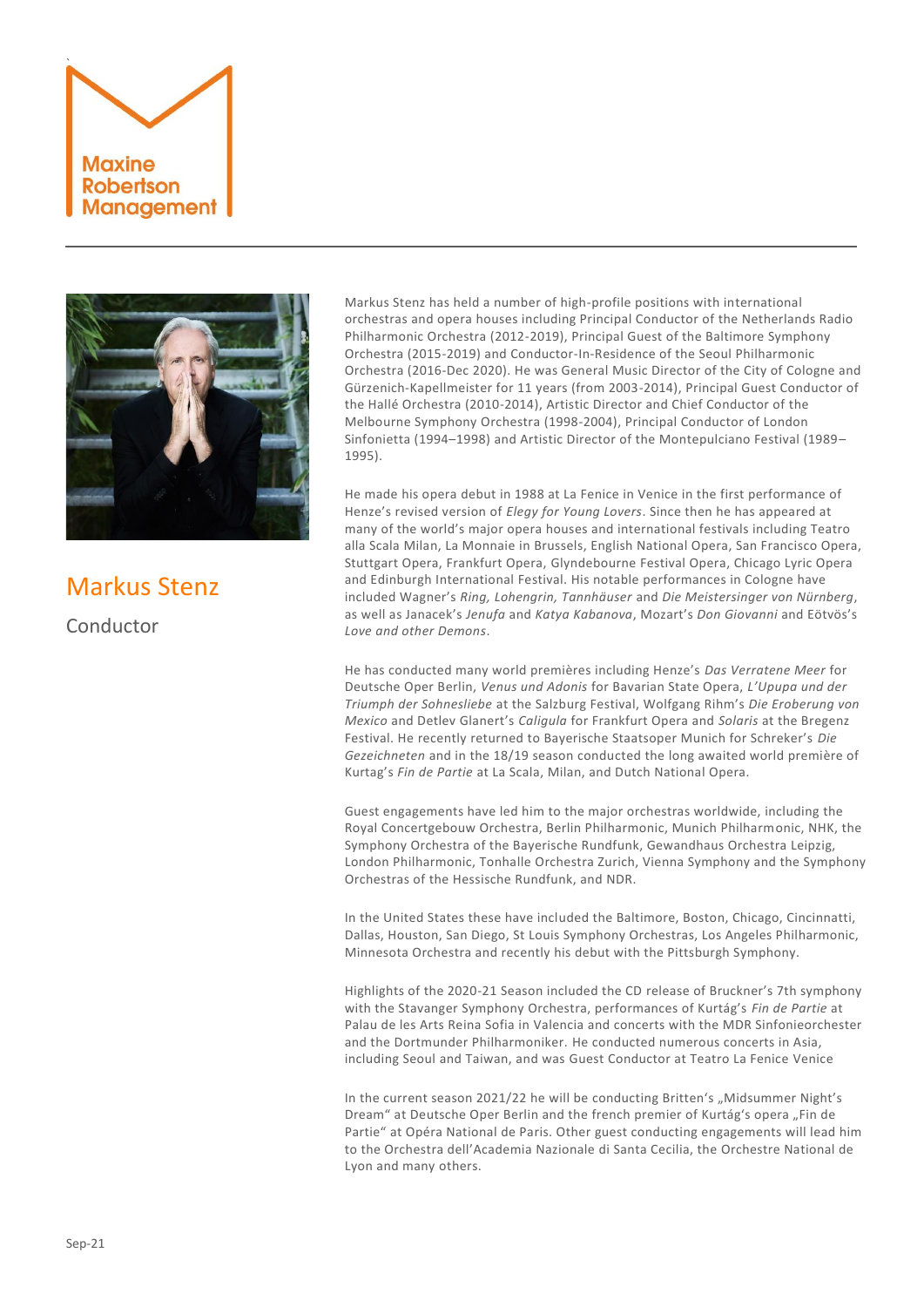Maxine Robertson Management

# Markus Stenz

## Conductor

Markus Stenz has held a number of high-profile positions with international orchestras and opera houses including Principal Conductor of the Netherlands Radio Philharmonic Orchestra (2012-2019), Principal Guest of the Baltimore Symphony Orchestra (2015-2019) and Conductor-In-Residence of the Seoul Philharmonic Orchestra (2016-Dec 2020). He was General Music Director of the City of Cologne and Gürzenich-Kapellmeister for 11 years (from 2003-2014), Principal Guest Conductor of the Hallé Orchestra (2010-2014), Artistic Director and Chief Conductor of the Melbourne Symphony Orchestra (1998-2004), Principal Conductor of London Sinfonietta (1994–1998) and Artistic Director of the Montepulciano Festival (1989–1995).

He made his opera debut in 1988 at La Fenice in Venice in the first performance of Henze's revised version of *Elegy for Young Lovers*. Since then he has appeared at many of the world's major opera houses and international festivals including Teatro alla Scala Milan, La Monnaie in Brussels, English National Opera, San Francisco Opera, Stuttgart Opera, Frankfurt Opera, Glyndebourne Festival Opera, Chicago Lyric Opera and Edinburgh International Festival. His notable performances in Cologne have included Wagner's *Ring, Lohengrin, Tannhäuser* and *Die Meistersinger von Nürnberg*, as well as Janacek's *Jenufa* and *Katya Kabanova*, Mozart's *Don Giovanni* and Eötvös's *Love and other Demons*.

He has conducted many world premières including Henze's *Das Verratene Meer* for Deutsche Oper Berlin, *Venus und Adonis* for Bavarian State Opera, *L'Upupa und der Triumph der Sohnesliebe* at the Salzburg Festival, Wolfgang Rihm's *Die Eroberung von Mexico* and Detlev Glanert's *Caligula* for Frankfurt Opera and *Solaris* at the Bregenz Festival. He recently returned to Bayerische Staatsoper Munich for Schreker's *Die Gezeichneten* and in the 18/19 season conducted the long awaited world première of Kurtag's *Fin de Partie* at La Scala, Milan, and Dutch National Opera.

Guest engagements have led him to the major orchestras worldwide, including the Royal Concertgebouw Orchestra, Berlin Philharmonic, Munich Philharmonic, NHK, the Symphony Orchestra of the Bayerische Rundfunk, Gewandhaus Orchestra Leipzig, London Philharmonic, Tonhalle Orchestra Zurich, Vienna Symphony and the Symphony Orchestras of the Hessische Rundfunk, and NDR.

In the United States these have included the Baltimore, Boston, Chicago, Cincinnatti, Dallas, Houston, San Diego, St Louis Symphony Orchestras, Los Angeles Philharmonic, Minnesota Orchestra and recently his debut with the Pittsburgh Symphony.

Highlights of the 2020-21 Season included the CD release of Bruckner's 7th symphony with the Stavanger Symphony Orchestra, performances of Kurtág's *Fin de Partie* at Palau de les Arts Reina Sofia in Valencia and concerts with the MDR Sinfonieorchester and the Dortmunder Philharmoniker. He conducted numerous concerts in Asia, including Seoul and Taiwan, and was Guest Conductor at Teatro La Fenice Venice

In the current season 2021/22 he will be conducting Britten's „Midsummer Night's Dream" at Deutsche Oper Berlin and the french premier of Kurtág's opera „Fin de Partie" at Opéra National de Paris. Other guest conducting engagements will lead him to the Orchestra dell'Academia Nazionale di Santa Cecilia, the Orchestre National de Lyon and many others.

Sep-21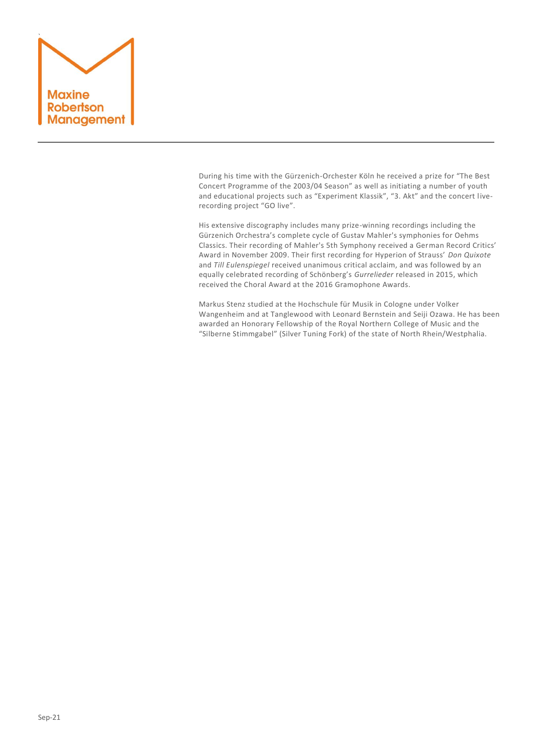During his time with the Gürzenich-Orchester Köln he received a prize for "The Best Concert Programme of the 2003/04 Season" as well as initiating a number of youth and educational projects such as "Experiment Klassik", "3. Akt" and the concert live-recording project "GO live".

His extensive discography includes many prize-winning recordings including the Gürzenich Orchestra's complete cycle of Gustav Mahler's symphonies for Oehms Classics. Their recording of Mahler's 5th Symphony received a German Record Critics' Award in November 2009. Their first recording for Hyperion of Strauss' *Don Quixote* and *Till Eulenspiegel* received unanimous critical acclaim, and was followed by an equally celebrated recording of Schönberg's *Gurrelieder* released in 2015, which received the Choral Award at the 2016 Gramophone Awards.

Markus Stenz studied at the Hochschule für Musik in Cologne under Volker Wangenheim and at Tanglewood with Leonard Bernstein and Seiji Ozawa. He has been awarded an Honorary Fellowship of the Royal Northern College of Music and the "Silberne Stimmgabel" (Silver Tuning Fork) of the state of North Rhein/Westphalia.

Sep-21